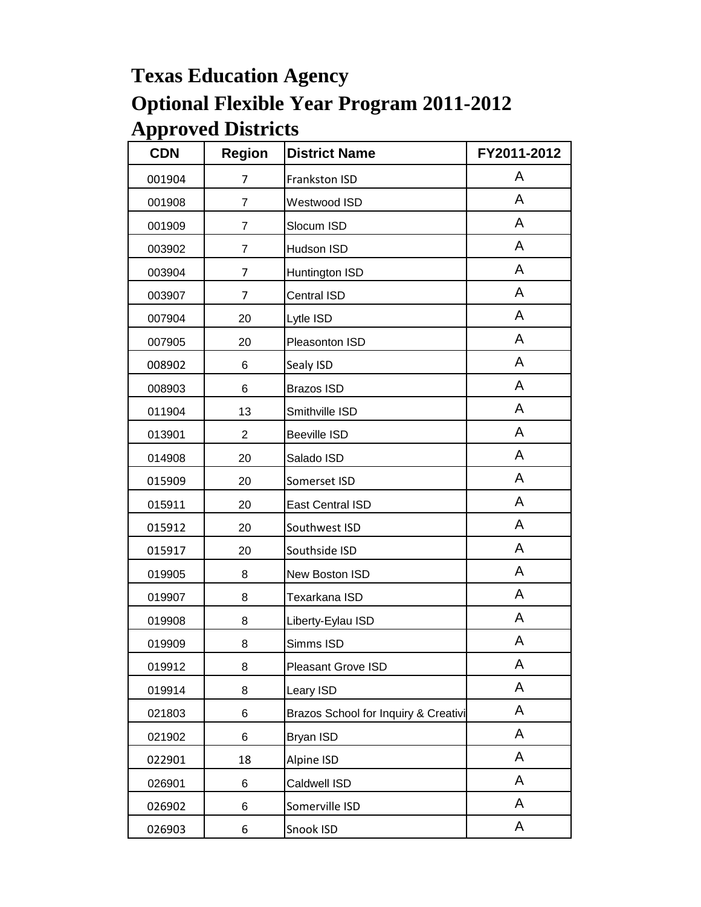# Texas Education Agency

## Optional Flexible Year Program 2011-2012

## Approved Districts

| CDN | Region | District Name | FY2011-2012 |
|---|---|---|---|
| 001904 | 7 | Frankston ISD | A |
| 001908 | 7 | Westwood ISD | A |
| 001909 | 7 | Slocum ISD | A |
| 003902 | 7 | Hudson ISD | A |
| 003904 | 7 | Huntington ISD | A |
| 003907 | 7 | Central ISD | A |
| 007904 | 20 | Lytle ISD | A |
| 007905 | 20 | Pleasonton ISD | A |
| 008902 | 6 | Sealy ISD | A |
| 008903 | 6 | Brazos ISD | A |
| 011904 | 13 | Smithville ISD | A |
| 013901 | 2 | Beeville ISD | A |
| 014908 | 20 | Salado ISD | A |
| 015909 | 20 | Somerset ISD | A |
| 015911 | 20 | East Central ISD | A |
| 015912 | 20 | Southwest ISD | A |
| 015917 | 20 | Southside ISD | A |
| 019905 | 8 | New Boston ISD | A |
| 019907 | 8 | Texarkana ISD | A |
| 019908 | 8 | Liberty-Eylau ISD | A |
| 019909 | 8 | Simms ISD | A |
| 019912 | 8 | Pleasant Grove ISD | A |
| 019914 | 8 | Leary ISD | A |
| 021803 | 6 | Brazos School for Inquiry & Creativi | A |
| 021902 | 6 | Bryan ISD | A |
| 022901 | 18 | Alpine ISD | A |
| 026901 | 6 | Caldwell ISD | A |
| 026902 | 6 | Somerville ISD | A |
| 026903 | 6 | Snook ISD | A |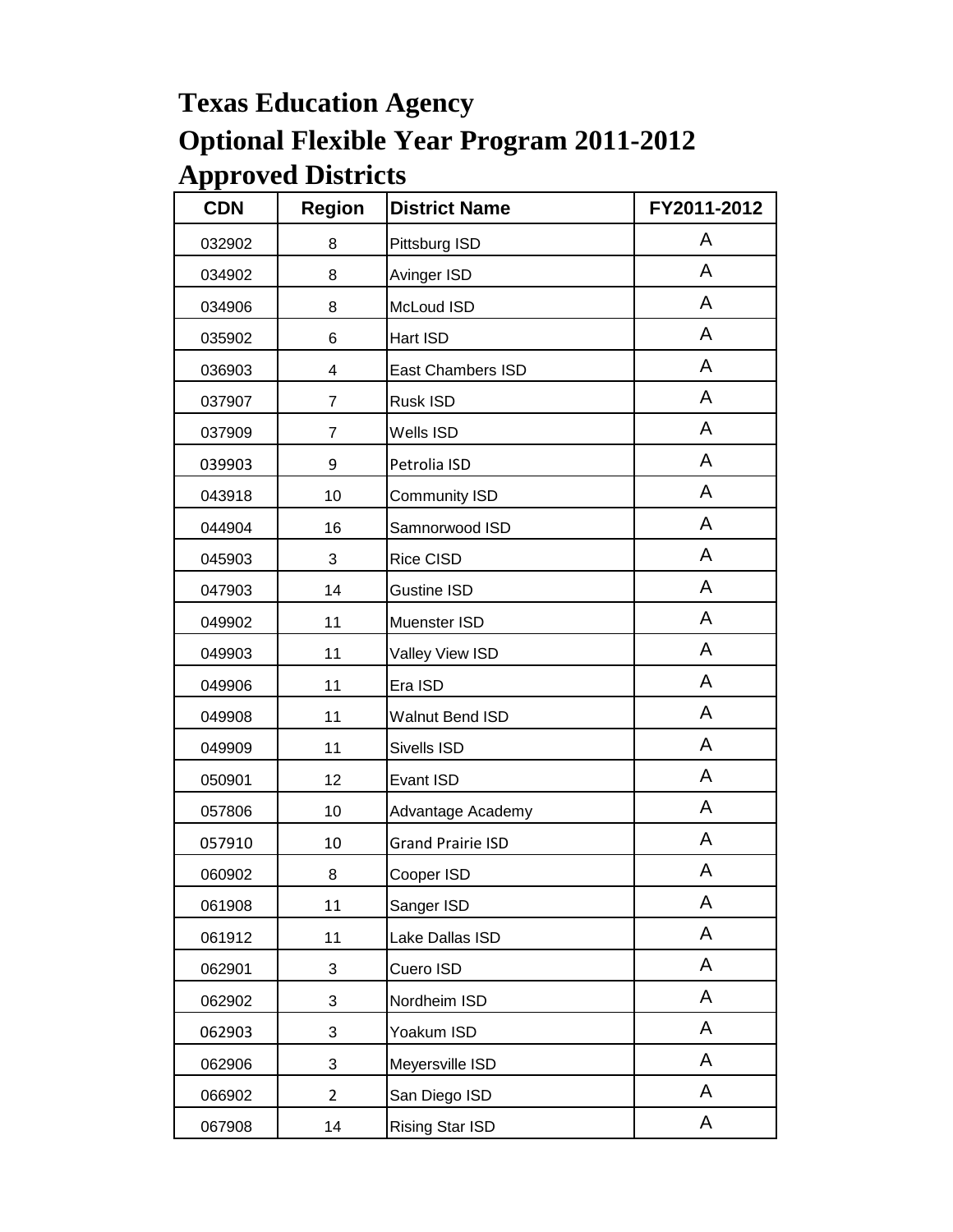# Texas Education Agency

## Optional Flexible Year Program 2011-2012

## Approved Districts

| CDN | Region | District Name | FY2011-2012 |
|---|---|---|---|
| 032902 | 8 | Pittsburg ISD | A |
| 034902 | 8 | Avinger ISD | A |
| 034906 | 8 | McLoud ISD | A |
| 035902 | 6 | Hart ISD | A |
| 036903 | 4 | East Chambers ISD | A |
| 037907 | 7 | Rusk ISD | A |
| 037909 | 7 | Wells ISD | A |
| 039903 | 9 | Petrolia ISD | A |
| 043918 | 10 | Community ISD | A |
| 044904 | 16 | Samnorwood ISD | A |
| 045903 | 3 | Rice CISD | A |
| 047903 | 14 | Gustine ISD | A |
| 049902 | 11 | Muenster ISD | A |
| 049903 | 11 | Valley View ISD | A |
| 049906 | 11 | Era ISD | A |
| 049908 | 11 | Walnut Bend ISD | A |
| 049909 | 11 | Sivells ISD | A |
| 050901 | 12 | Evant ISD | A |
| 057806 | 10 | Advantage Academy | A |
| 057910 | 10 | Grand Prairie ISD | A |
| 060902 | 8 | Cooper ISD | A |
| 061908 | 11 | Sanger ISD | A |
| 061912 | 11 | Lake Dallas ISD | A |
| 062901 | 3 | Cuero ISD | A |
| 062902 | 3 | Nordheim ISD | A |
| 062903 | 3 | Yoakum ISD | A |
| 062906 | 3 | Meyersville ISD | A |
| 066902 | 2 | San Diego ISD | A |
| 067908 | 14 | Rising Star ISD | A |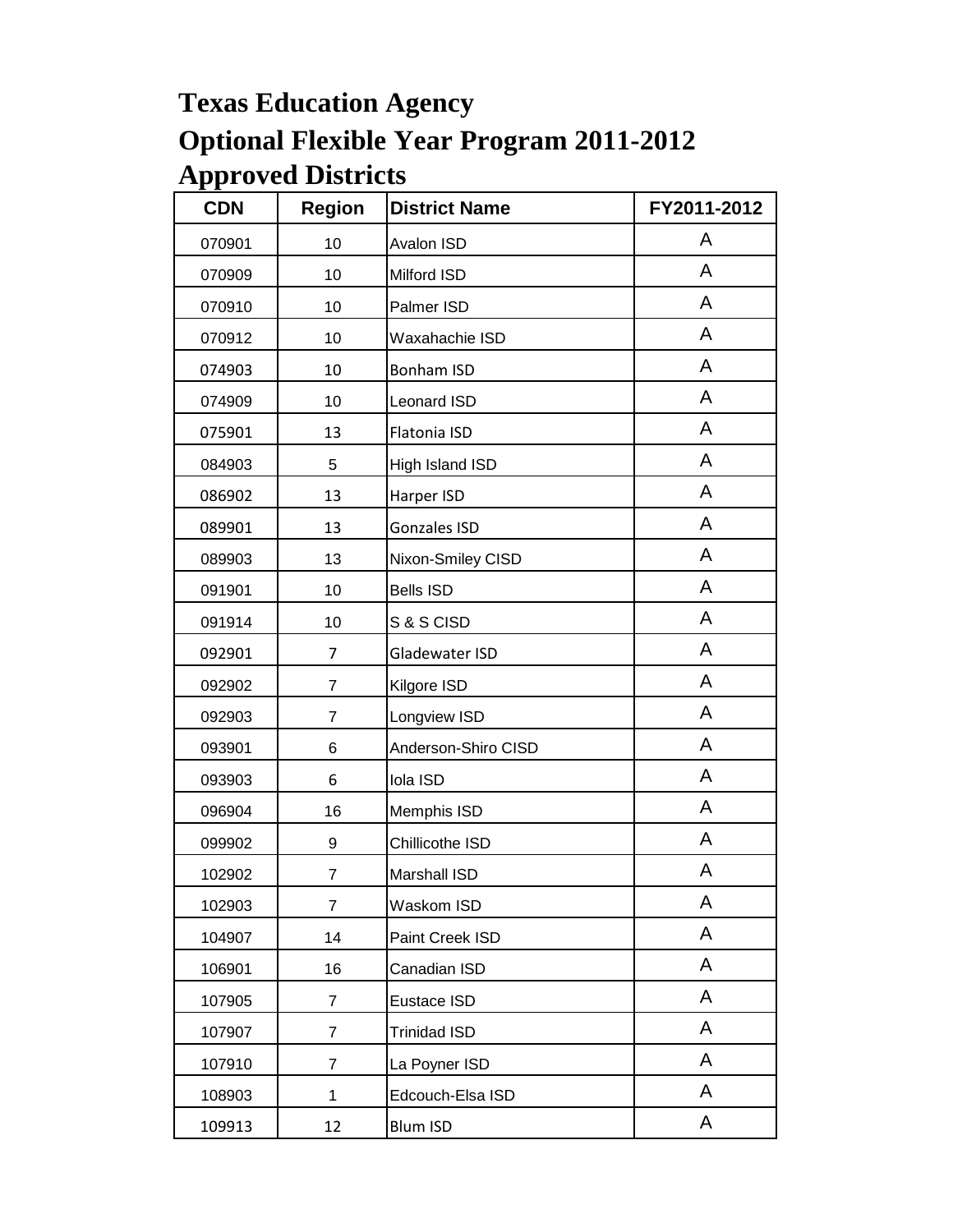# Texas Education Agency

## Optional Flexible Year Program 2011-2012

## Approved Districts

| CDN | Region | District Name | FY2011-2012 |
|---|---|---|---|
| 070901 | 10 | Avalon ISD | A |
| 070909 | 10 | Milford ISD | A |
| 070910 | 10 | Palmer ISD | A |
| 070912 | 10 | Waxahachie ISD | A |
| 074903 | 10 | Bonham ISD | A |
| 074909 | 10 | Leonard ISD | A |
| 075901 | 13 | Flatonia ISD | A |
| 084903 | 5 | High Island ISD | A |
| 086902 | 13 | Harper ISD | A |
| 089901 | 13 | Gonzales ISD | A |
| 089903 | 13 | Nixon-Smiley CISD | A |
| 091901 | 10 | Bells ISD | A |
| 091914 | 10 | S & S CISD | A |
| 092901 | 7 | Gladewater ISD | A |
| 092902 | 7 | Kilgore ISD | A |
| 092903 | 7 | Longview ISD | A |
| 093901 | 6 | Anderson-Shiro CISD | A |
| 093903 | 6 | Iola ISD | A |
| 096904 | 16 | Memphis ISD | A |
| 099902 | 9 | Chillicothe ISD | A |
| 102902 | 7 | Marshall ISD | A |
| 102903 | 7 | Waskom ISD | A |
| 104907 | 14 | Paint Creek ISD | A |
| 106901 | 16 | Canadian ISD | A |
| 107905 | 7 | Eustace ISD | A |
| 107907 | 7 | Trinidad ISD | A |
| 107910 | 7 | La Poyner ISD | A |
| 108903 | 1 | Edcouch-Elsa ISD | A |
| 109913 | 12 | Blum ISD | A |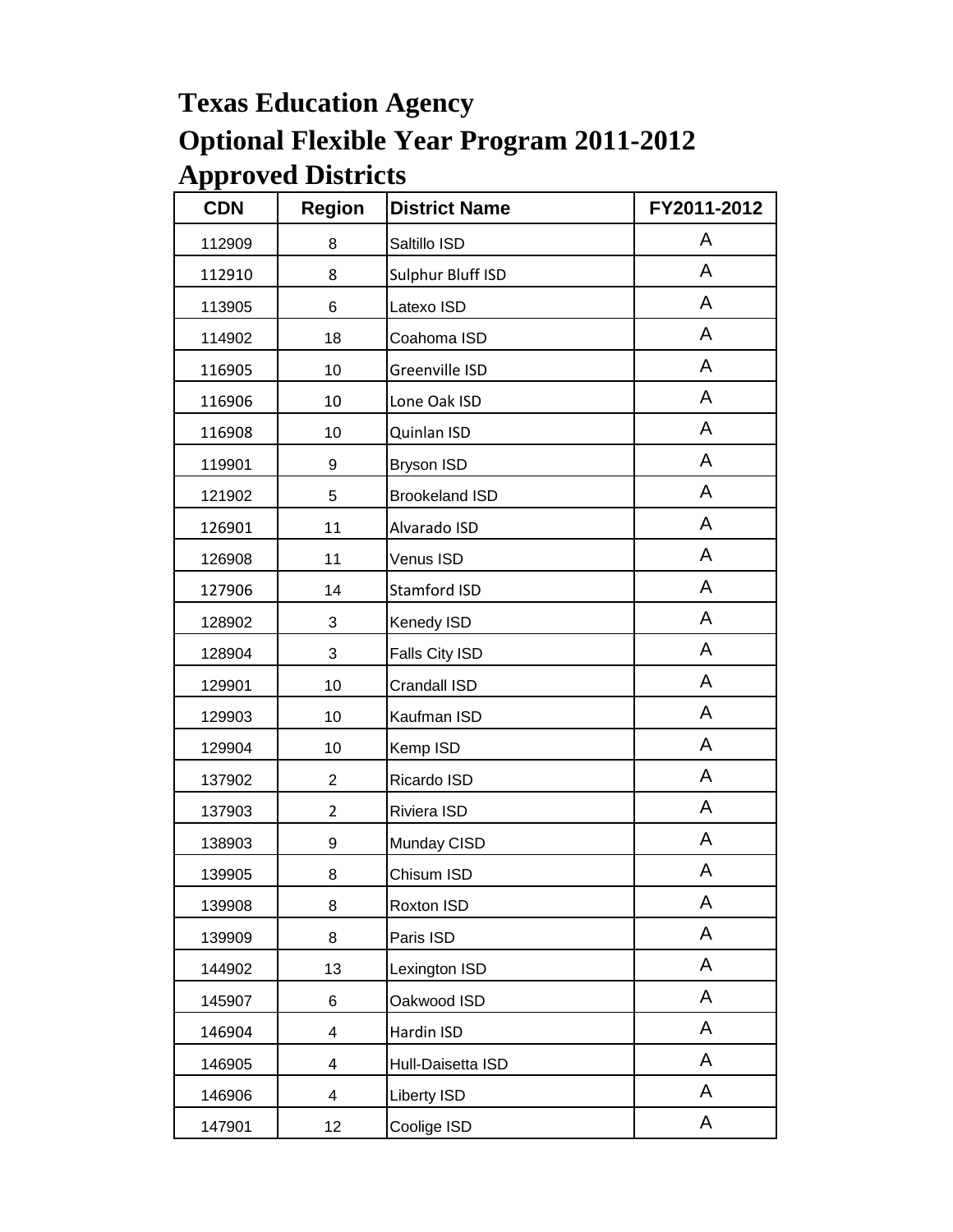# Texas Education Agency

# Optional Flexible Year Program 2011-2012

# Approved Districts

| CDN | Region | District Name | FY2011-2012 |
|---|---|---|---|
| 112909 | 8 | Saltillo ISD | A |
| 112910 | 8 | Sulphur Bluff ISD | A |
| 113905 | 6 | Latexo ISD | A |
| 114902 | 18 | Coahoma ISD | A |
| 116905 | 10 | Greenville ISD | A |
| 116906 | 10 | Lone Oak ISD | A |
| 116908 | 10 | Quinlan ISD | A |
| 119901 | 9 | Bryson ISD | A |
| 121902 | 5 | Brookeland ISD | A |
| 126901 | 11 | Alvarado ISD | A |
| 126908 | 11 | Venus ISD | A |
| 127906 | 14 | Stamford ISD | A |
| 128902 | 3 | Kenedy ISD | A |
| 128904 | 3 | Falls City ISD | A |
| 129901 | 10 | Crandall ISD | A |
| 129903 | 10 | Kaufman ISD | A |
| 129904 | 10 | Kemp ISD | A |
| 137902 | 2 | Ricardo ISD | A |
| 137903 | 2 | Riviera ISD | A |
| 138903 | 9 | Munday CISD | A |
| 139905 | 8 | Chisum ISD | A |
| 139908 | 8 | Roxton ISD | A |
| 139909 | 8 | Paris ISD | A |
| 144902 | 13 | Lexington ISD | A |
| 145907 | 6 | Oakwood ISD | A |
| 146904 | 4 | Hardin ISD | A |
| 146905 | 4 | Hull-Daisetta ISD | A |
| 146906 | 4 | Liberty ISD | A |
| 147901 | 12 | Coolige ISD | A |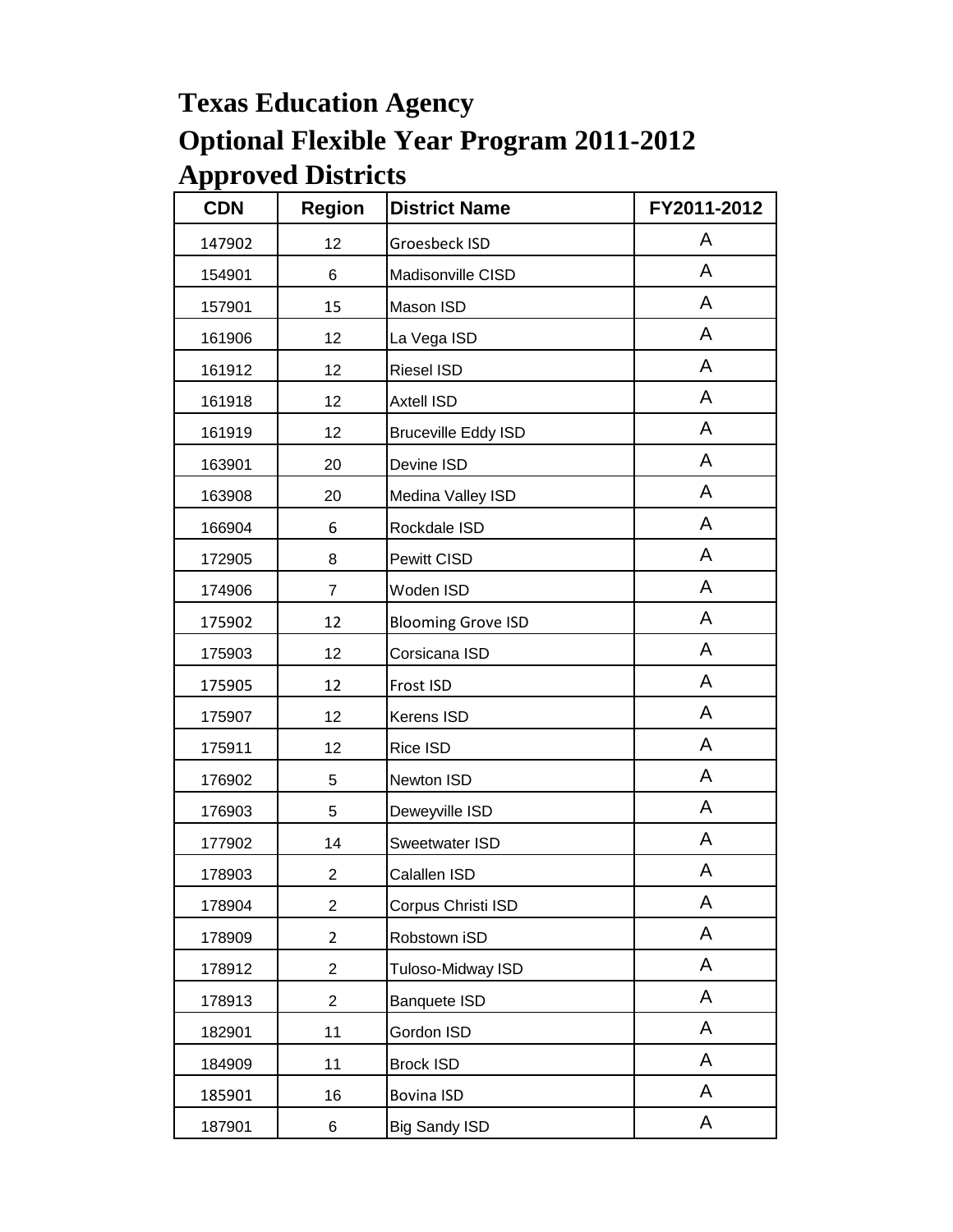# Texas Education Agency
# Optional Flexible Year Program 2011-2012
# Approved Districts

| CDN | Region | District Name | FY2011-2012 |
|---|---|---|---|
| 147902 | 12 | Groesbeck ISD | A |
| 154901 | 6 | Madisonville CISD | A |
| 157901 | 15 | Mason ISD | A |
| 161906 | 12 | La Vega ISD | A |
| 161912 | 12 | Riesel ISD | A |
| 161918 | 12 | Axtell ISD | A |
| 161919 | 12 | Bruceville Eddy ISD | A |
| 163901 | 20 | Devine ISD | A |
| 163908 | 20 | Medina Valley ISD | A |
| 166904 | 6 | Rockdale ISD | A |
| 172905 | 8 | Pewitt CISD | A |
| 174906 | 7 | Woden ISD | A |
| 175902 | 12 | Blooming Grove ISD | A |
| 175903 | 12 | Corsicana ISD | A |
| 175905 | 12 | Frost ISD | A |
| 175907 | 12 | Kerens ISD | A |
| 175911 | 12 | Rice ISD | A |
| 176902 | 5 | Newton ISD | A |
| 176903 | 5 | Deweyville ISD | A |
| 177902 | 14 | Sweetwater ISD | A |
| 178903 | 2 | Calallen ISD | A |
| 178904 | 2 | Corpus Christi ISD | A |
| 178909 | 2 | Robstown iSD | A |
| 178912 | 2 | Tuloso-Midway ISD | A |
| 178913 | 2 | Banquete ISD | A |
| 182901 | 11 | Gordon ISD | A |
| 184909 | 11 | Brock ISD | A |
| 185901 | 16 | Bovina ISD | A |
| 187901 | 6 | Big Sandy ISD | A |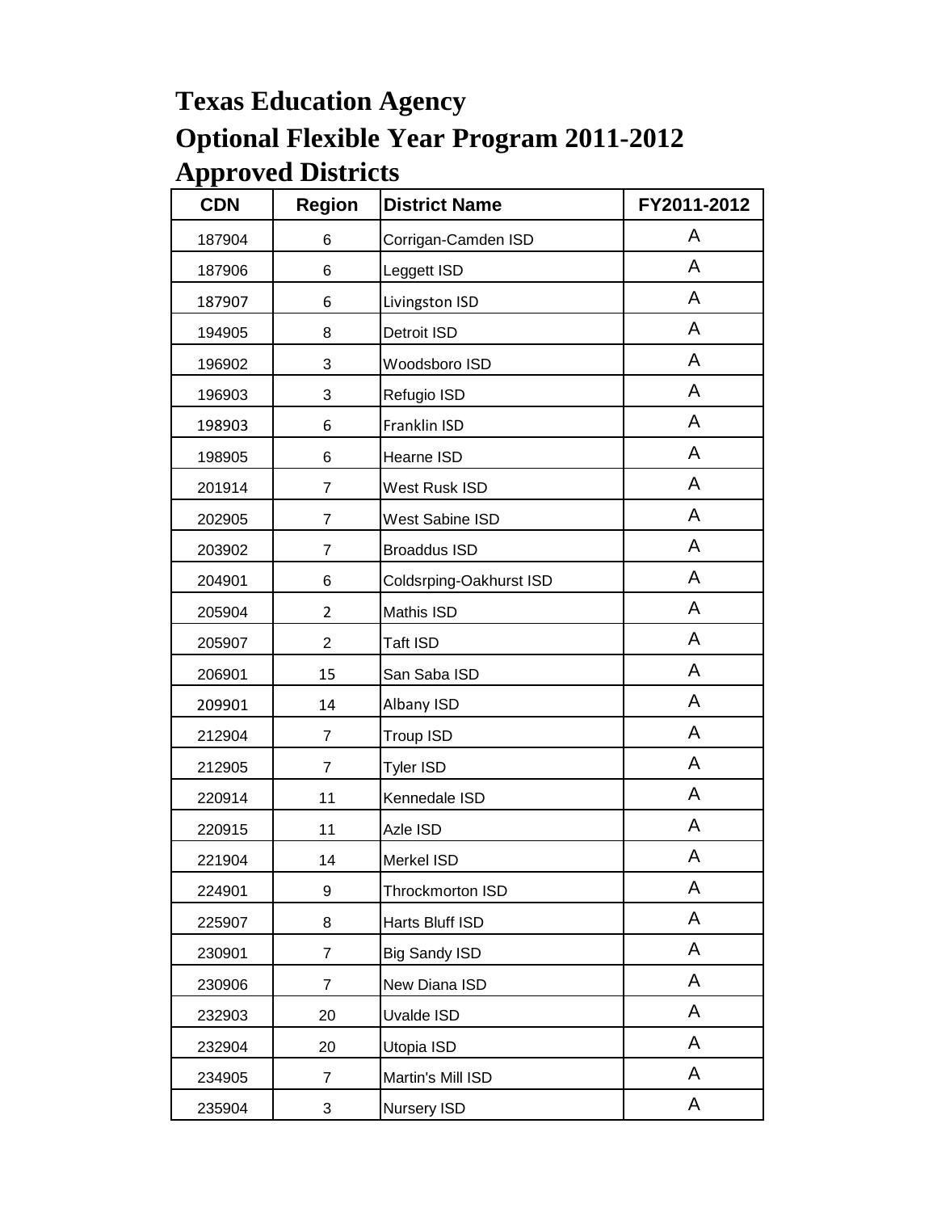# Texas Education Agency

## Optional Flexible Year Program 2011-2012

## Approved Districts

| CDN | Region | District Name | FY2011-2012 |
|---|---|---|---|
| 187904 | 6 | Corrigan-Camden ISD | A |
| 187906 | 6 | Leggett ISD | A |
| 187907 | 6 | Livingston ISD | A |
| 194905 | 8 | Detroit ISD | A |
| 196902 | 3 | Woodsboro ISD | A |
| 196903 | 3 | Refugio ISD | A |
| 198903 | 6 | Franklin ISD | A |
| 198905 | 6 | Hearne ISD | A |
| 201914 | 7 | West Rusk ISD | A |
| 202905 | 7 | West Sabine ISD | A |
| 203902 | 7 | Broaddus ISD | A |
| 204901 | 6 | Coldsrping-Oakhurst ISD | A |
| 205904 | 2 | Mathis ISD | A |
| 205907 | 2 | Taft ISD | A |
| 206901 | 15 | San Saba ISD | A |
| 209901 | 14 | Albany ISD | A |
| 212904 | 7 | Troup ISD | A |
| 212905 | 7 | Tyler ISD | A |
| 220914 | 11 | Kennedale ISD | A |
| 220915 | 11 | Azle ISD | A |
| 221904 | 14 | Merkel ISD | A |
| 224901 | 9 | Throckmorton ISD | A |
| 225907 | 8 | Harts Bluff ISD | A |
| 230901 | 7 | Big Sandy ISD | A |
| 230906 | 7 | New Diana ISD | A |
| 232903 | 20 | Uvalde ISD | A |
| 232904 | 20 | Utopia ISD | A |
| 234905 | 7 | Martin's Mill ISD | A |
| 235904 | 3 | Nursery ISD | A |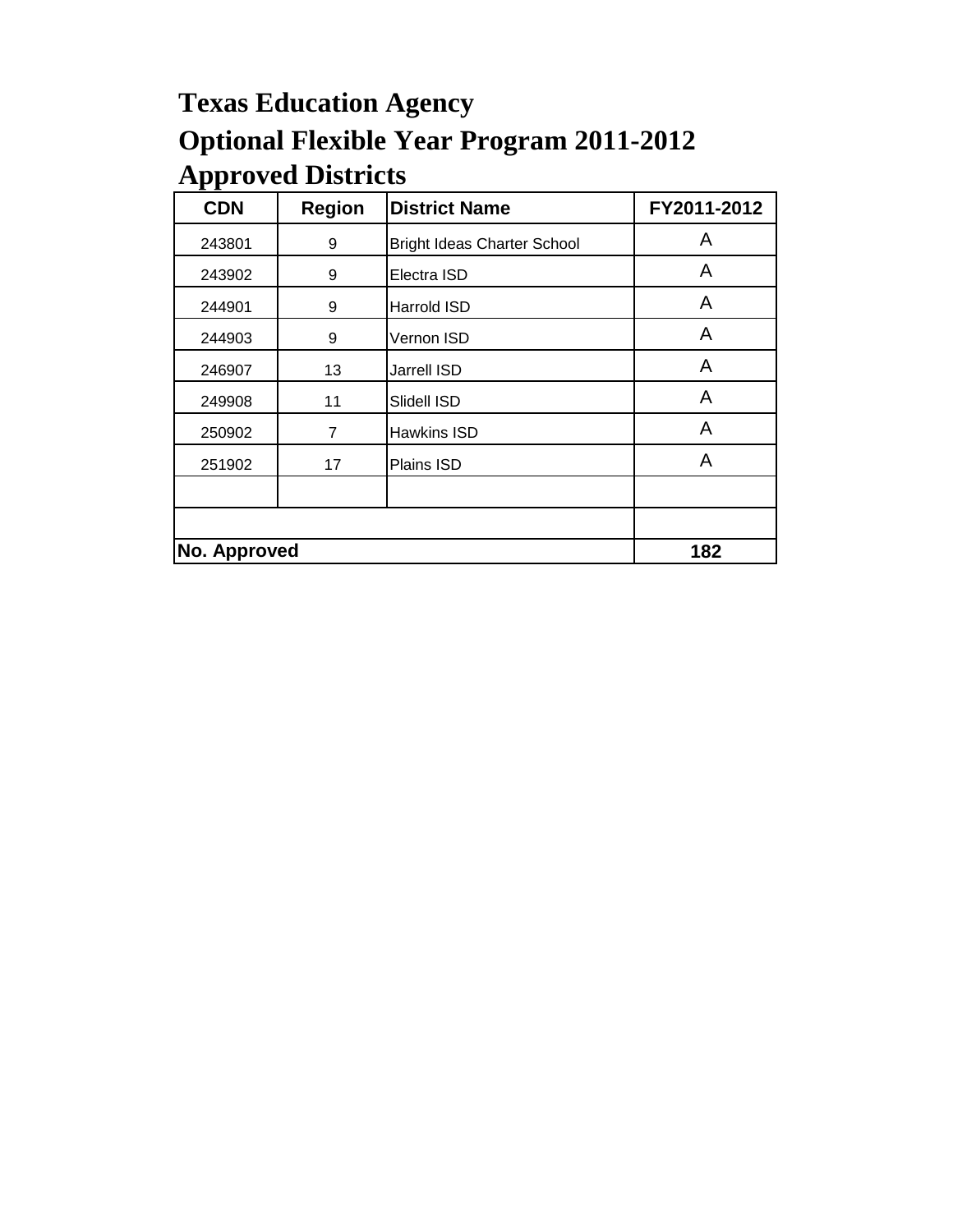# Texas Education Agency

## Optional Flexible Year Program 2011-2012

## Approved Districts

| CDN | Region | District Name | FY2011-2012 |
|---|---|---|---|
| 243801 | 9 | Bright Ideas Charter School | A |
| 243902 | 9 | Electra ISD | A |
| 244901 | 9 | Harrold ISD | A |
| 244903 | 9 | Vernon ISD | A |
| 246907 | 13 | Jarrell ISD | A |
| 249908 | 11 | Slidell ISD | A |
| 250902 | 7 | Hawkins ISD | A |
| 251902 | 17 | Plains ISD | A |
| | | | |
| | | | |
| **No. Approved** | | | **182** |